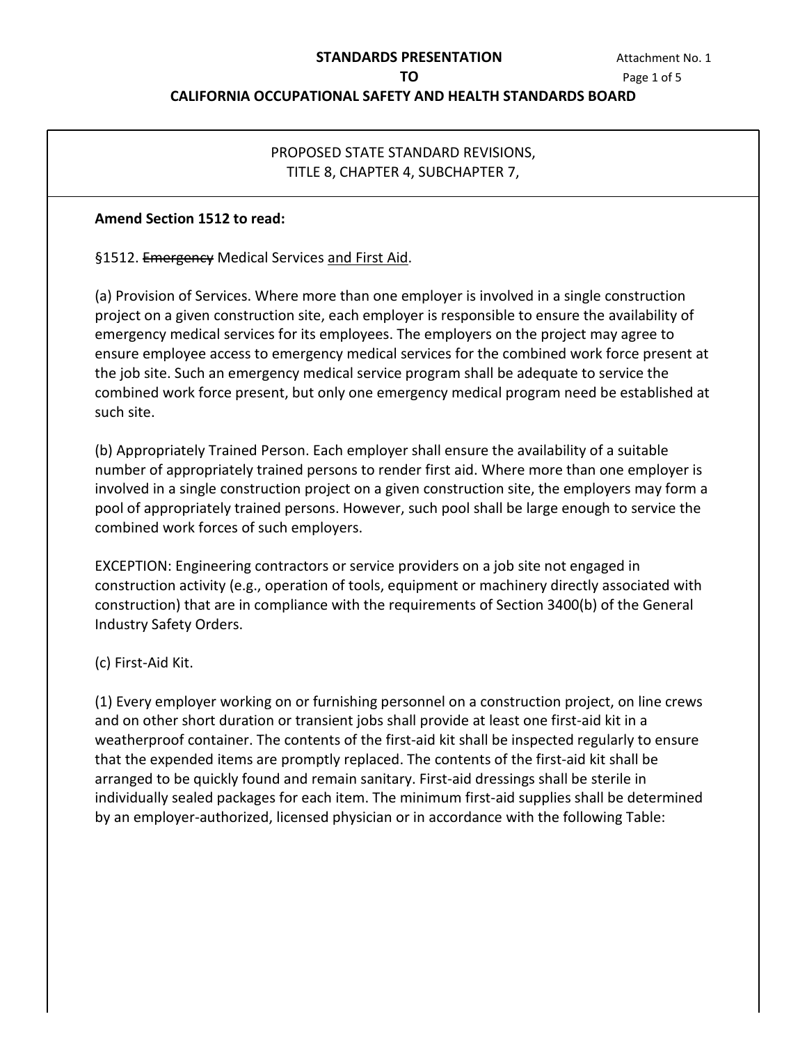**STANDARDS PRESENTATION**

**TO**

**CALIFORNIA OCCUPATIONAL SAFETY AND HEALTH STANDARDS BOARD**

PROPOSED STATE STANDARD REVISIONS,
TITLE 8, CHAPTER 4, SUBCHAPTER 7,

**Amend Section 1512 to read:**

§1512. ~~Emergency~~ Medical Services <u>and First Aid</u>.

(a) Provision of Services. Where more than one employer is involved in a single construction project on a given construction site, each employer is responsible to ensure the availability of emergency medical services for its employees. The employers on the project may agree to ensure employee access to emergency medical services for the combined work force present at the job site. Such an emergency medical service program shall be adequate to service the combined work force present, but only one emergency medical program need be established at such site.

(b) Appropriately Trained Person. Each employer shall ensure the availability of a suitable number of appropriately trained persons to render first aid. Where more than one employer is involved in a single construction project on a given construction site, the employers may form a pool of appropriately trained persons. However, such pool shall be large enough to service the combined work forces of such employers.

EXCEPTION: Engineering contractors or service providers on a job site not engaged in construction activity (e.g., operation of tools, equipment or machinery directly associated with construction) that are in compliance with the requirements of Section 3400(b) of the General Industry Safety Orders.

(c) First-Aid Kit.

(1) Every employer working on or furnishing personnel on a construction project, on line crews and on other short duration or transient jobs shall provide at least one first-aid kit in a weatherproof container. The contents of the first-aid kit shall be inspected regularly to ensure that the expended items are promptly replaced. The contents of the first-aid kit shall be arranged to be quickly found and remain sanitary. First-aid dressings shall be sterile in individually sealed packages for each item. The minimum first-aid supplies shall be determined by an employer-authorized, licensed physician or in accordance with the following Table: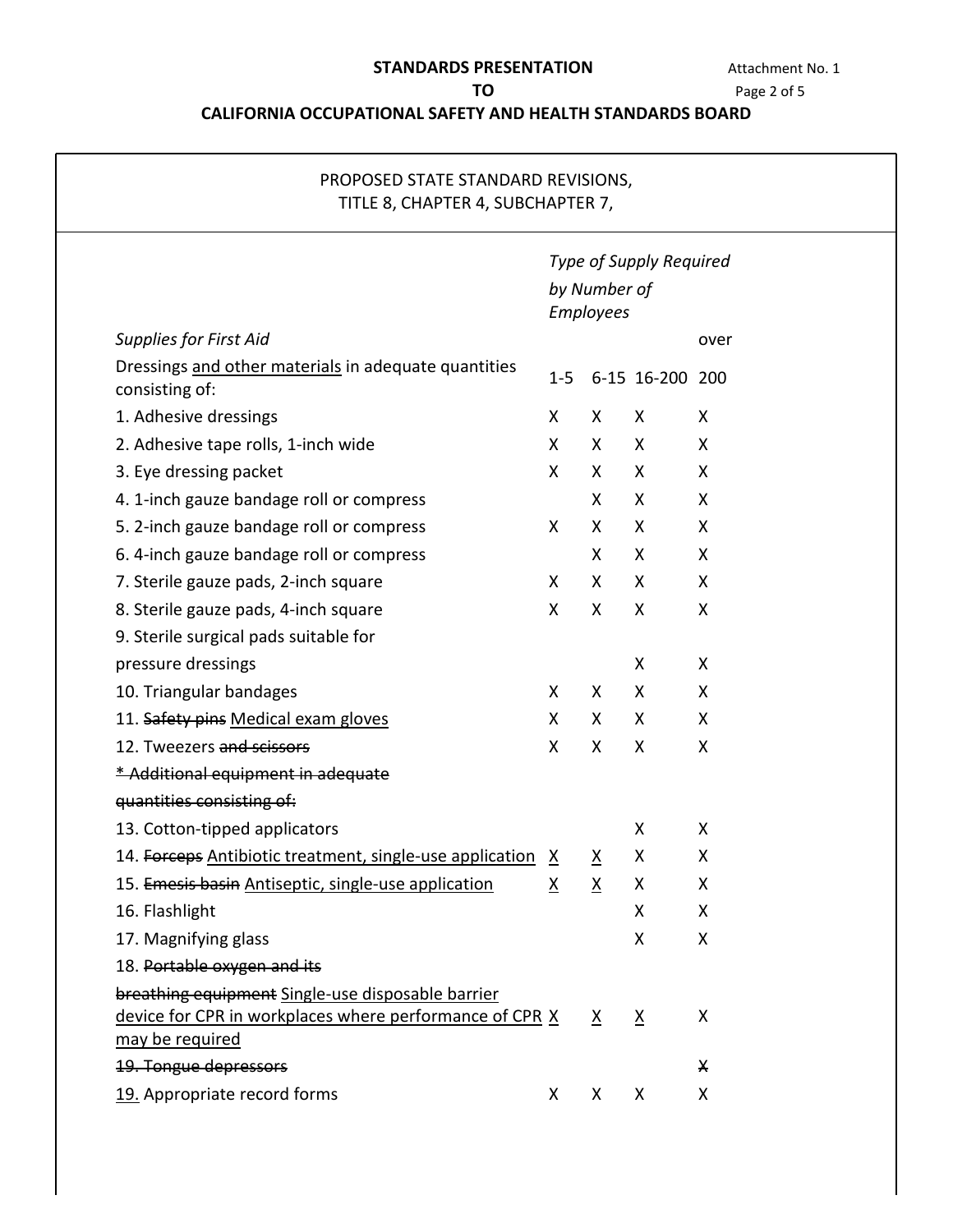STANDARDS PRESENTATION
TO
CALIFORNIA OCCUPATIONAL SAFETY AND HEALTH STANDARDS BOARD

PROPOSED STATE STANDARD REVISIONS,
TITLE 8, CHAPTER 4, SUBCHAPTER 7,

| *Supplies for First Aid* | *Type of Supply Required by Number of Employees* | | | |
|---|---|---|---|---|
| Dressings <u>and other materials</u> in adequate quantities consisting of: | 1-5 | 6-15 | 16-200 | over 200 |
| 1. Adhesive dressings | X | X | X | X |
| 2. Adhesive tape rolls, 1-inch wide | X | X | X | X |
| 3. Eye dressing packet | X | X | X | X |
| 4. 1-inch gauze bandage roll or compress | | X | X | X |
| 5. 2-inch gauze bandage roll or compress | X | X | X | X |
| 6. 4-inch gauze bandage roll or compress | | X | X | X |
| 7. Sterile gauze pads, 2-inch square | X | X | X | X |
| 8. Sterile gauze pads, 4-inch square | X | X | X | X |
| 9. Sterile surgical pads suitable for pressure dressings | | | X | X |
| 10. Triangular bandages | X | X | X | X |
| 11. ~~Safety pins~~ <u>Medical exam gloves</u> | X | X | X | X |
| 12. Tweezers ~~and scissors~~ | X | X | X | X |
| ~~* Additional equipment in adequate quantities consisting of:~~ | | | | |
| 13. Cotton-tipped applicators | | | X | X |
| 14. ~~Forceps~~ <u>Antibiotic treatment, single-use application</u> | <u>X</u> | <u>X</u> | X | X |
| 15. ~~Emesis basin~~ <u>Antiseptic, single-use application</u> | <u>X</u> | <u>X</u> | X | X |
| 16. Flashlight | | | X | X |
| 17. Magnifying glass | | | X | X |
| 18. ~~Portable oxygen and its breathing equipment~~ <u>Single-use disposable barrier device for CPR in workplaces where performance of CPR may be required</u> | X | <u>X</u> | <u>X</u> | X |
| ~~19. Tongue depressors~~ | | | | ~~X~~ |
| <u>19.</u> Appropriate record forms | X | X | X | X |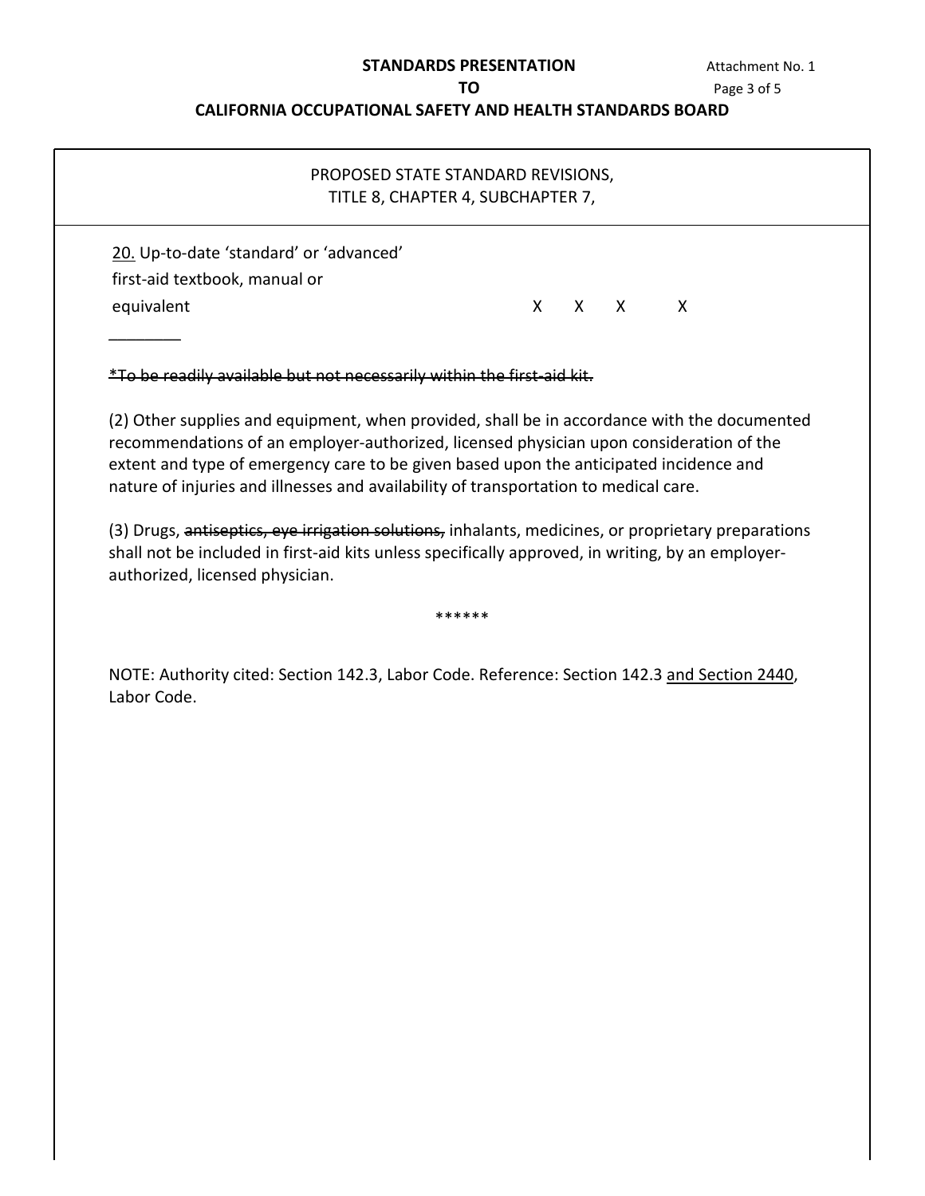PROPOSED STATE STANDARD REVISIONS,
TITLE 8, CHAPTER 4, SUBCHAPTER 7,

| | | | | |
|---|---|---|---|---|
| <u>20.</u> Up-to-date 'standard' or 'advanced' first-aid textbook, manual or equivalent | X | X | X | X |

________

~~*To be readily available but not necessarily within the first-aid kit.~~

(2) Other supplies and equipment, when provided, shall be in accordance with the documented recommendations of an employer-authorized, licensed physician upon consideration of the extent and type of emergency care to be given based upon the anticipated incidence and nature of injuries and illnesses and availability of transportation to medical care.

(3) Drugs, ~~antiseptics, eye irrigation solutions,~~ inhalants, medicines, or proprietary preparations shall not be included in first-aid kits unless specifically approved, in writing, by an employer-authorized, licensed physician.

******

NOTE: Authority cited: Section 142.3, Labor Code. Reference: Section 142.3 <u>and Section 2440</u>, Labor Code.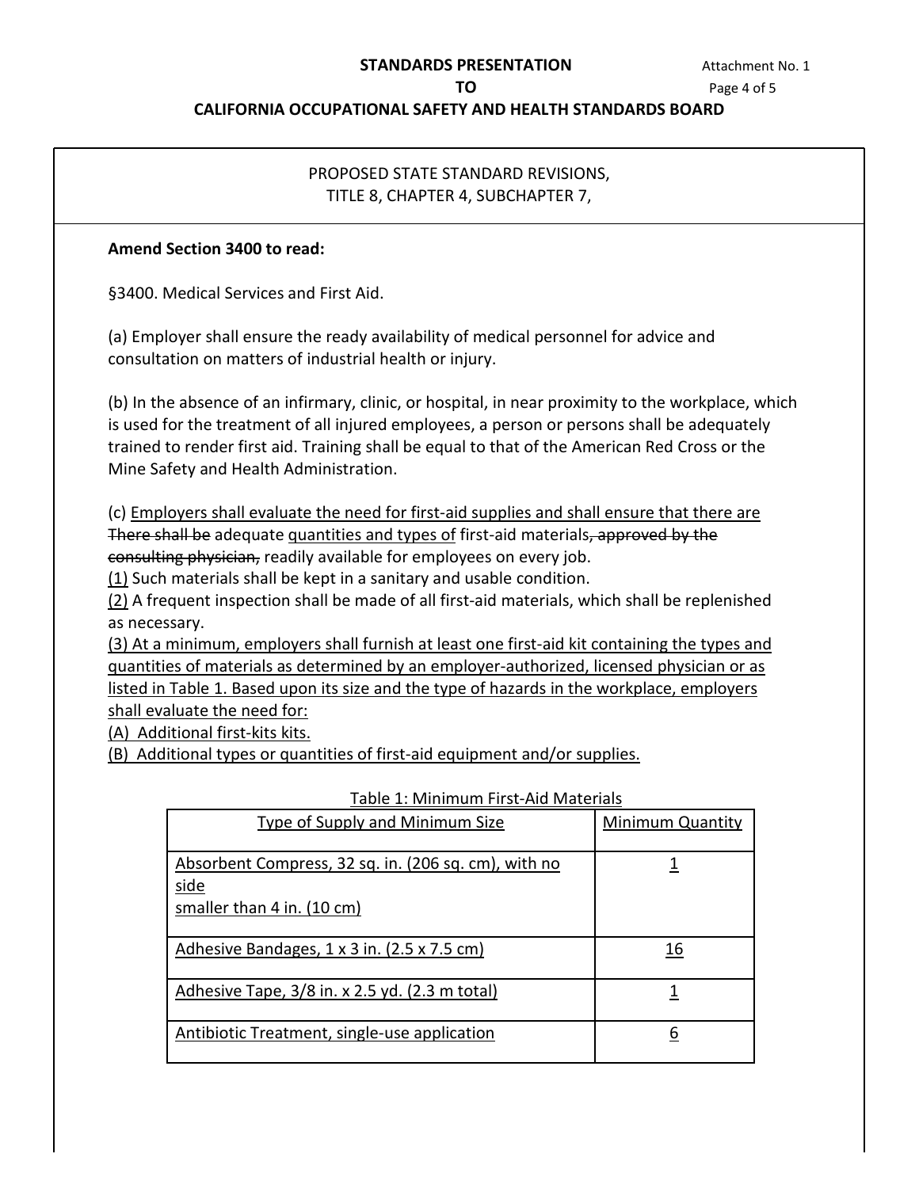**STANDARDS PRESENTATION**
**TO**
**CALIFORNIA OCCUPATIONAL SAFETY AND HEALTH STANDARDS BOARD**

PROPOSED STATE STANDARD REVISIONS,
TITLE 8, CHAPTER 4, SUBCHAPTER 7,

**Amend Section 3400 to read:**

§3400. Medical Services and First Aid.

(a) Employer shall ensure the ready availability of medical personnel for advice and consultation on matters of industrial health or injury.

(b) In the absence of an infirmary, clinic, or hospital, in near proximity to the workplace, which is used for the treatment of all injured employees, a person or persons shall be adequately trained to render first aid. Training shall be equal to that of the American Red Cross or the Mine Safety and Health Administration.

(c) <u>Employers shall evaluate the need for first-aid supplies and shall ensure that there are</u> ~~There shall be~~ adequate <u>quantities and types of</u> first-aid materials~~, approved by the consulting physician,~~ readily available for employees on every job.
<u>(1)</u> Such materials shall be kept in a sanitary and usable condition.
<u>(2)</u> A frequent inspection shall be made of all first-aid materials, which shall be replenished as necessary.
<u>(3) At a minimum, employers shall furnish at least one first-aid kit containing the types and quantities of materials as determined by an employer-authorized, licensed physician or as listed in Table 1. Based upon its size and the type of hazards in the workplace, employers shall evaluate the need for:</u>
<u>(A) Additional first-kits kits.</u>
<u>(B) Additional types or quantities of first-aid equipment and/or supplies.</u>

<u>Table 1: Minimum First-Aid Materials</u>

| <u>Type of Supply and Minimum Size</u> | <u>Minimum Quantity</u> |
|---|---|
| <u>Absorbent Compress, 32 sq. in. (206 sq. cm), with no side smaller than 4 in. (10 cm)</u> | <u>1</u> |
| <u>Adhesive Bandages, 1 x 3 in. (2.5 x 7.5 cm)</u> | <u>16</u> |
| <u>Adhesive Tape, 3/8 in. x 2.5 yd. (2.3 m total)</u> | <u>1</u> |
| <u>Antibiotic Treatment, single-use application</u> | <u>6</u> |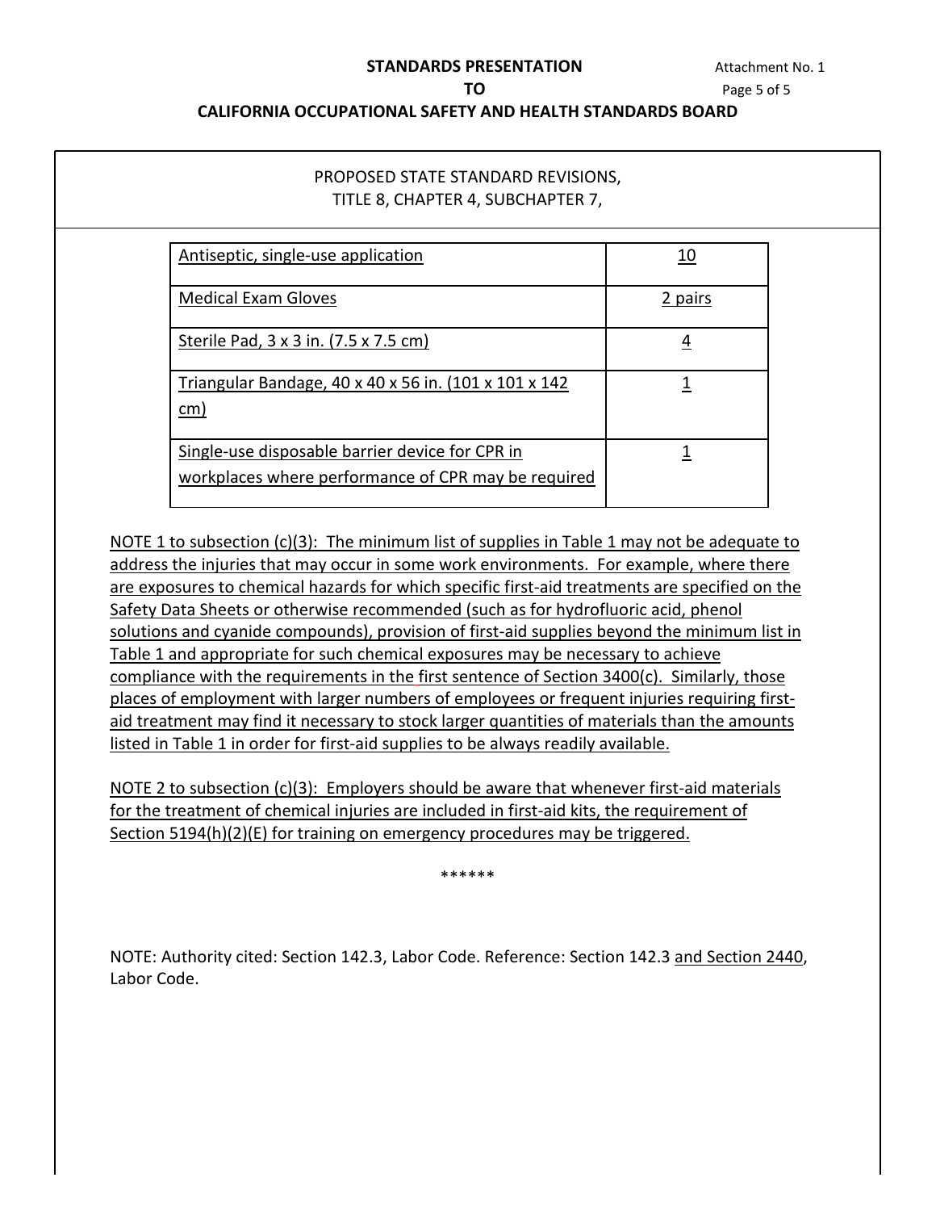PROPOSED STATE STANDARD REVISIONS,
TITLE 8, CHAPTER 4, SUBCHAPTER 7,

| | |
|---|---|
| Antiseptic, single-use application | 10 |
| Medical Exam Gloves | 2 pairs |
| Sterile Pad, 3 x 3 in. (7.5 x 7.5 cm) | 4 |
| Triangular Bandage, 40 x 40 x 56 in. (101 x 101 x 142 cm) | 1 |
| Single-use disposable barrier device for CPR in workplaces where performance of CPR may be required | 1 |

NOTE 1 to subsection (c)(3): The minimum list of supplies in Table 1 may not be adequate to address the injuries that may occur in some work environments. For example, where there are exposures to chemical hazards for which specific first-aid treatments are specified on the Safety Data Sheets or otherwise recommended (such as for hydrofluoric acid, phenol solutions and cyanide compounds), provision of first-aid supplies beyond the minimum list in Table 1 and appropriate for such chemical exposures may be necessary to achieve compliance with the requirements in the first sentence of Section 3400(c). Similarly, those places of employment with larger numbers of employees or frequent injuries requiring first-aid treatment may find it necessary to stock larger quantities of materials than the amounts listed in Table 1 in order for first-aid supplies to be always readily available.

NOTE 2 to subsection (c)(3): Employers should be aware that whenever first-aid materials for the treatment of chemical injuries are included in first-aid kits, the requirement of Section 5194(h)(2)(E) for training on emergency procedures may be triggered.

******

NOTE: Authority cited: Section 142.3, Labor Code. Reference: Section 142.3 and Section 2440, Labor Code.